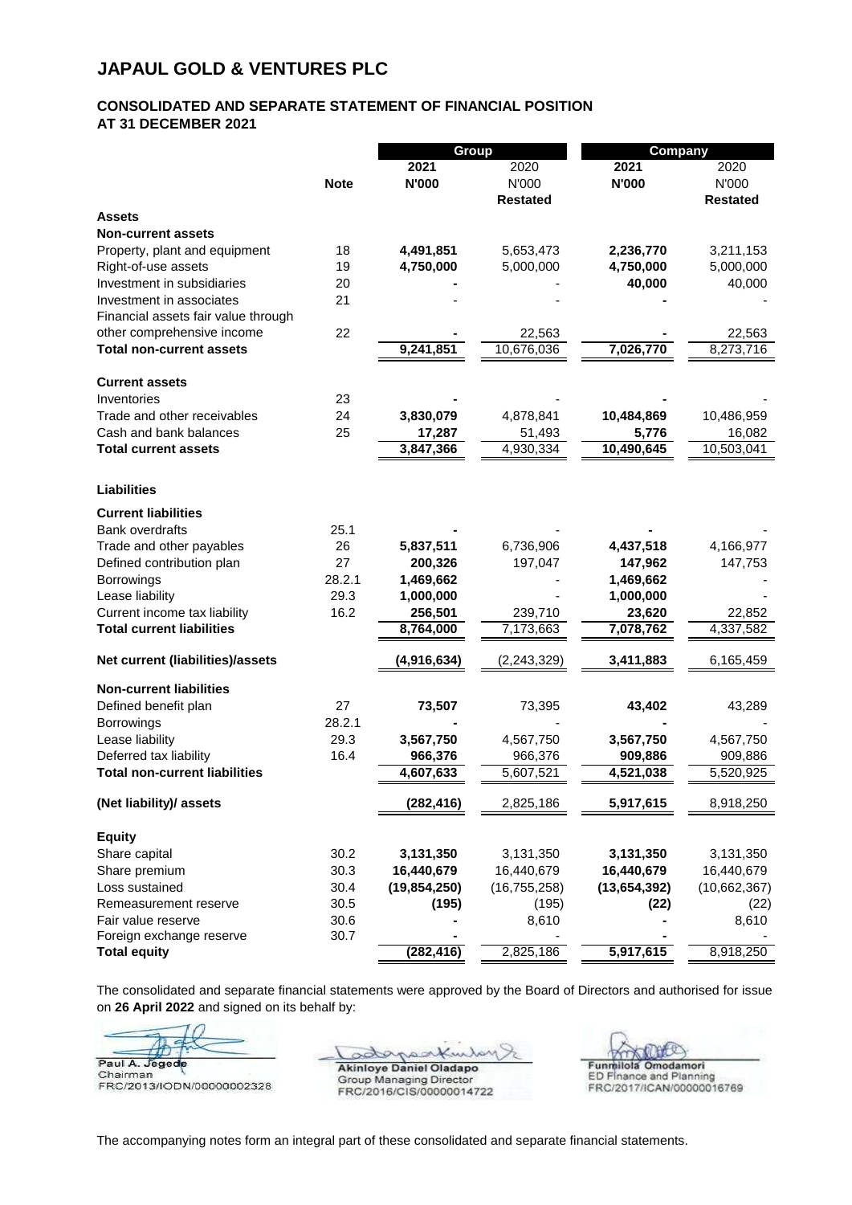# JAPAUL GOLD & VENTURES PLC

## CONSOLIDATED AND SEPARATE STATEMENT OF FINANCIAL POSITION
## AT 31 DECEMBER 2021

| | Note | Group | | Company | |
|---|---|---|---|---|---|
| | | **2021** | 2020 | **2021** | 2020 |
| | | **N'000** | N'000 | **N'000** | N'000 |
| | | | **Restated** | | **Restated** |
| **Assets** | | | | | |
| **Non-current assets** | | | | | |
| Property, plant and equipment | 18 | **4,491,851** | 5,653,473 | **2,236,770** | 3,211,153 |
| Right-of-use assets | 19 | **4,750,000** | 5,000,000 | **4,750,000** | 5,000,000 |
| Investment in subsidiaries | 20 | **-** | - | **40,000** | 40,000 |
| Investment in associates | 21 | - | - | **-** | - |
| Financial assets fair value through other comprehensive income | 22 | **-** | 22,563 | **-** | 22,563 |
| **Total non-current assets** | | **9,241,851** | 10,676,036 | **7,026,770** | 8,273,716 |
| **Current assets** | | | | | |
| Inventories | 23 | **-** | - | **-** | - |
| Trade and other receivables | 24 | **3,830,079** | 4,878,841 | **10,484,869** | 10,486,959 |
| Cash and bank balances | 25 | **17,287** | 51,493 | **5,776** | 16,082 |
| **Total current assets** | | **3,847,366** | 4,930,334 | **10,490,645** | 10,503,041 |
| **Liabilities** | | | | | |
| **Current liabilities** | | | | | |
| Bank overdrafts | 25.1 | **-** | - | **-** | - |
| Trade and other payables | 26 | **5,837,511** | 6,736,906 | **4,437,518** | 4,166,977 |
| Defined contribution plan | 27 | **200,326** | 197,047 | **147,962** | 147,753 |
| Borrowings | 28.2.1 | **1,469,662** | - | **1,469,662** | - |
| Lease liability | 29.3 | **1,000,000** | - | **1,000,000** | - |
| Current income tax liability | 16.2 | **256,501** | 239,710 | **23,620** | 22,852 |
| **Total current liabilities** | | **8,764,000** | 7,173,663 | **7,078,762** | 4,337,582 |
| **Net current (liabilities)/assets** | | **(4,916,634)** | (2,243,329) | **3,411,883** | 6,165,459 |
| **Non-current liabilities** | | | | | |
| Defined benefit plan | 27 | **73,507** | 73,395 | **43,402** | 43,289 |
| Borrowings | 28.2.1 | **-** | - | **-** | - |
| Lease liability | 29.3 | **3,567,750** | 4,567,750 | **3,567,750** | 4,567,750 |
| Deferred tax liability | 16.4 | **966,376** | 966,376 | **909,886** | 909,886 |
| **Total non-current liabilities** | | **4,607,633** | 5,607,521 | **4,521,038** | 5,520,925 |
| **(Net liability)/ assets** | | **(282,416)** | 2,825,186 | **5,917,615** | 8,918,250 |
| **Equity** | | | | | |
| Share capital | 30.2 | **3,131,350** | 3,131,350 | **3,131,350** | 3,131,350 |
| Share premium | 30.3 | **16,440,679** | 16,440,679 | **16,440,679** | 16,440,679 |
| Loss sustained | 30.4 | **(19,854,250)** | (16,755,258) | **(13,654,392)** | (10,662,367) |
| Remeasurement reserve | 30.5 | **(195)** | (195) | **(22)** | (22) |
| Fair value reserve | 30.6 | **-** | 8,610 | **-** | 8,610 |
| Foreign exchange reserve | 30.7 | **-** | - | **-** | - |
| **Total equity** | | **(282,416)** | 2,825,186 | **5,917,615** | 8,918,250 |

The consolidated and separate financial statements were approved by the Board of Directors and authorised for issue on **26 April 2022** and signed on its behalf by:

Paul A. Jegede
Chairman
FRC/2013/IODN/00000002328

Akinloye Daniel Oladapo
Group Managing Director
FRC/2016/CIS/00000014722

Funmilola Omodamori
ED Finance and Planning
FRC/2017/ICAN/00000016769

The accompanying notes form an integral part of these consolidated and separate financial statements.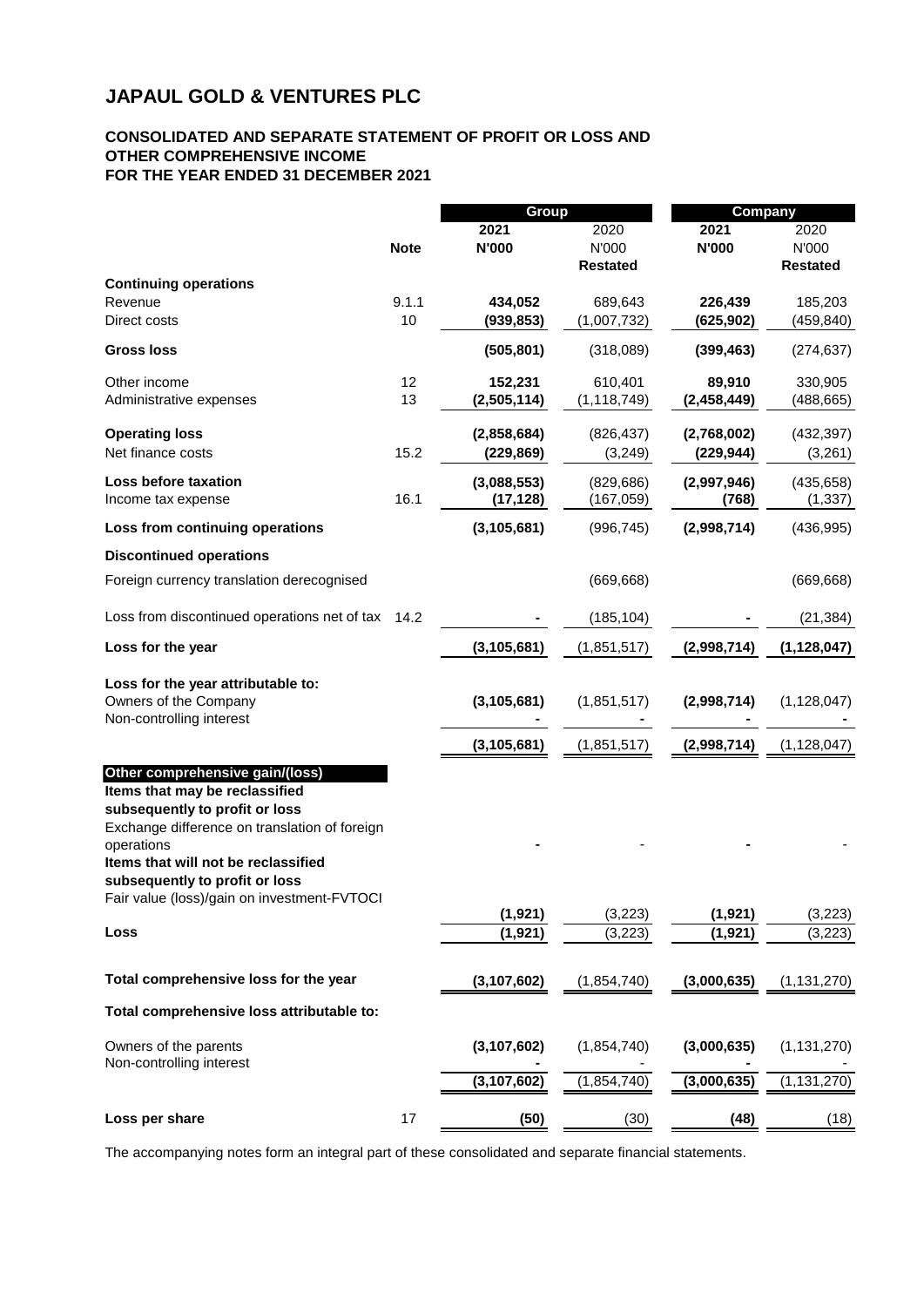# JAPAUL GOLD & VENTURES PLC

### CONSOLIDATED AND SEPARATE STATEMENT OF PROFIT OR LOSS AND OTHER COMPREHENSIVE INCOME
### FOR THE YEAR ENDED 31 DECEMBER 2021

| | | Group | | Company | |
|---|---|---|---|---|---|
| | Note | **2021** | 2020 | **2021** | 2020 |
| | | **N'000** | N'000 | **N'000** | N'000 |
| | | | **Restated** | | **Restated** |
| **Continuing operations** | | | | | |
| Revenue | 9.1.1 | **434,052** | 689,643 | **226,439** | 185,203 |
| Direct costs | 10 | **(939,853)** | (1,007,732) | **(625,902)** | (459,840) |
| **Gross loss** | | **(505,801)** | (318,089) | **(399,463)** | (274,637) |
| Other income | 12 | **152,231** | 610,401 | **89,910** | 330,905 |
| Administrative expenses | 13 | **(2,505,114)** | (1,118,749) | **(2,458,449)** | (488,665) |
| **Operating loss** | | **(2,858,684)** | (826,437) | **(2,768,002)** | (432,397) |
| Net finance costs | 15.2 | **(229,869)** | (3,249) | **(229,944)** | (3,261) |
| **Loss before taxation** | | **(3,088,553)** | (829,686) | **(2,997,946)** | (435,658) |
| Income tax expense | 16.1 | **(17,128)** | (167,059) | **(768)** | (1,337) |
| **Loss from continuing operations** | | **(3,105,681)** | (996,745) | **(2,998,714)** | (436,995) |
| **Discontinued operations** | | | | | |
| Foreign currency translation derecognised | | | (669,668) | | (669,668) |
| Loss from discontinued operations net of tax | 14.2 | **-** | (185,104) | **-** | (21,384) |
| **Loss for the year** | | **(3,105,681)** | (1,851,517) | **(2,998,714)** | **(1,128,047)** |
| **Loss for the year attributable to:** | | | | | |
| Owners of the Company | | **(3,105,681)** | (1,851,517) | **(2,998,714)** | (1,128,047) |
| Non-controlling interest | | **-** | **-** | **-** | **-** |
| | | **(3,105,681)** | (1,851,517) | **(2,998,714)** | (1,128,047) |
| **Other comprehensive gain/(loss)** | | | | | |
| **Items that may be reclassified subsequently to profit or loss** | | | | | |
| Exchange difference on translation of foreign operations | | **-** | - | **-** | - |
| **Items that will not be reclassified subsequently to profit or loss** | | | | | |
| Fair value (loss)/gain on investment-FVTOCI | | **(1,921)** | (3,223) | **(1,921)** | (3,223) |
| **Loss** | | **(1,921)** | (3,223) | **(1,921)** | (3,223) |
| **Total comprehensive loss for the year** | | **(3,107,602)** | (1,854,740) | **(3,000,635)** | (1,131,270) |
| **Total comprehensive loss attributable to:** | | | | | |
| Owners of the parents | | **(3,107,602)** | (1,854,740) | **(3,000,635)** | (1,131,270) |
| Non-controlling interest | | **-** | - | **-** | - |
| | | **(3,107,602)** | (1,854,740) | **(3,000,635)** | (1,131,270) |
| **Loss per share** | 17 | **(50)** | (30) | **(48)** | (18) |

The accompanying notes form an integral part of these consolidated and separate financial statements.